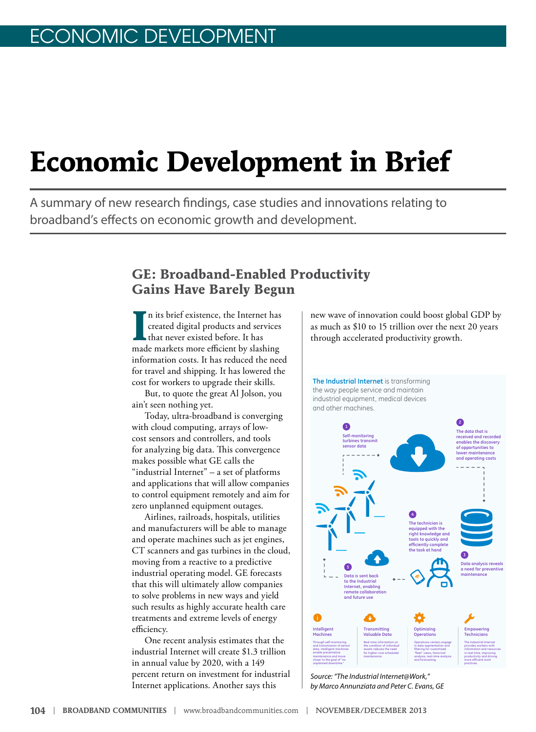# Economic Development in Brief

A summary of new research findings, case studies and innovations relating to broadband's effects on economic growth and development.

## GE: Broadband-Enabled Productivity Gains Have Barely Begun

In its brief existence, the Internet has created digital products and services that never existed before. It has made markets more efficient by slashing information costs. It has reduced the need for travel and shipping. It has lowered the cost for workers to upgrade their skills.

But, to quote the great Al Jolson, you ain't seen nothing yet.

Today, ultra-broadband is converging with cloud computing, arrays of low-cost sensors and controllers, and tools for analyzing big data. This convergence makes possible what GE calls the "industrial Internet" – a set of platforms and applications that will allow companies to control equipment remotely and aim for zero unplanned equipment outages.

Airlines, railroads, hospitals, utilities and manufacturers will be able to manage and operate machines such as jet engines, CT scanners and gas turbines in the cloud, moving from a reactive to a predictive industrial operating model. GE forecasts that this will ultimately allow companies to solve problems in new ways and yield such results as highly accurate health care treatments and extreme levels of energy efficiency.

One recent analysis estimates that the industrial Internet will create $1.3 trillion in annual value by 2020, with a 149 percent return on investment for industrial Internet applications. Another says this new wave of innovation could boost global GDP by as much as $10 to 15 trillion over the next 20 years through accelerated productivity growth.

**The Industrial Internet** is transforming the way people service and maintain industrial equipment, medical devices and other machines.

1. Self-monitoring turbines transmit sensor data
2. The data that is received and recorded enables the discovery of opportunities to lower maintenance and operating costs
3. Data analysis reveals a need for preventive maintenance
4. The technician is equipped with the right knowledge and tools to quickly and efficiently complete the task at hand
5. Data is sent back to the Industrial Internet, enabling remote collaboration and future use

**Intelligent Machines**
Through self-monitoring and transmission of sensor data, intelligent machines enable preventative maintenance and move closer to the goal of "no unplanned downtime."

**Transmitting Valuable Data**
Real-time information on the condition of individual assets reduces the need for higher-cost scheduled maintenance.

**Optimizing Operations**
Operations centers engage in data segmentation and filtering for customized "fleet" views, historical analysis, real-time analysis and forecasting.

**Empowering Technicians**
The Industrial Internet provides workers with information and resources in real-time, improving productivity and driving more efficient work practices.

*Source: "The Industrial Internet@Work," by Marco Annunziata and Peter C. Evans, GE*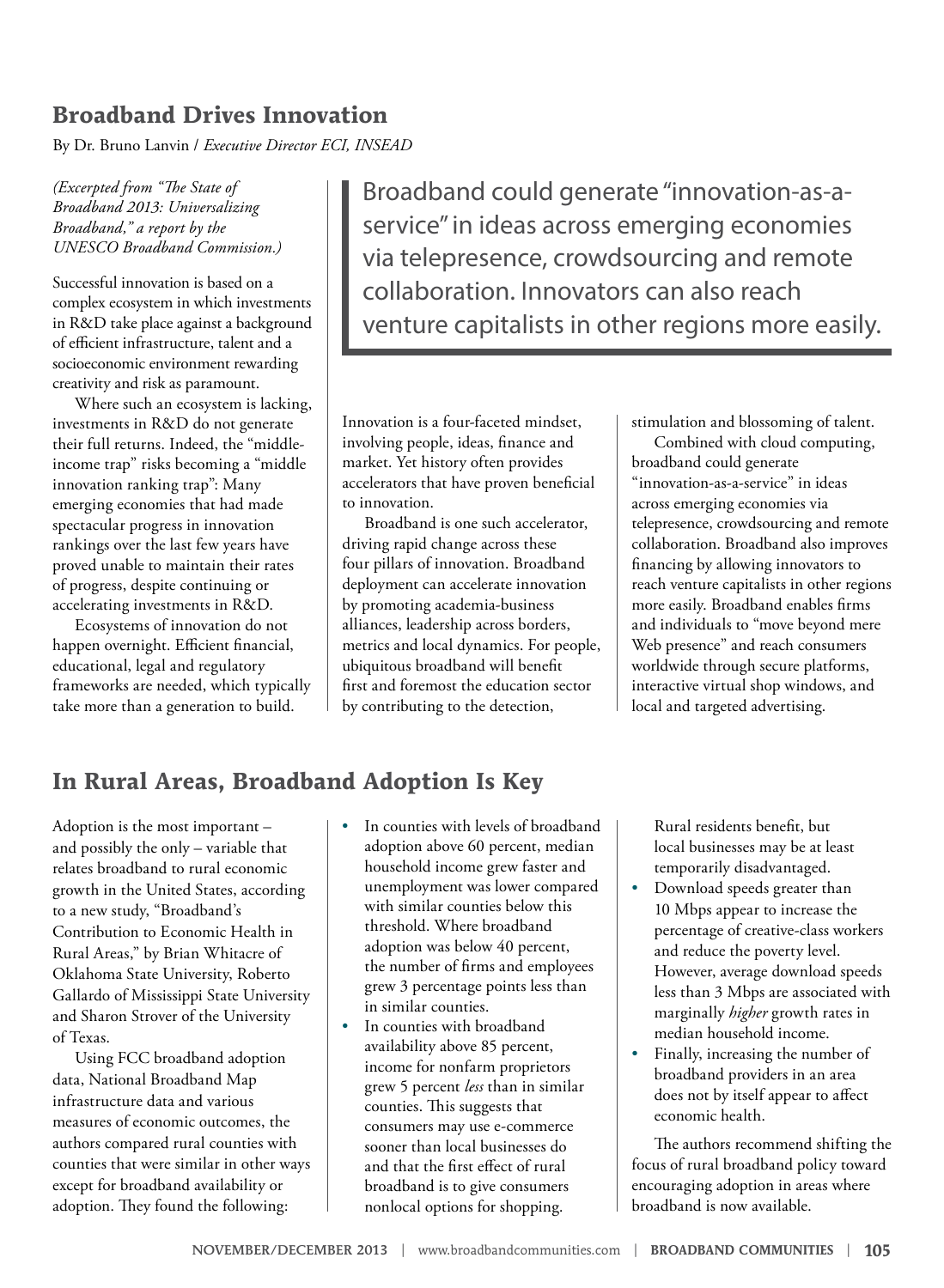## Broadband Drives Innovation

By Dr. Bruno Lanvin / *Executive Director ECI, INSEAD*

*(Excerpted from "The State of Broadband 2013: Universalizing Broadband," a report by the UNESCO Broadband Commission.)*

> Broadband could generate "innovation-as-a-service" in ideas across emerging economies via telepresence, crowdsourcing and remote collaboration. Innovators can also reach venture capitalists in other regions more easily.

Successful innovation is based on a complex ecosystem in which investments in R&D take place against a background of efficient infrastructure, talent and a socioeconomic environment rewarding creativity and risk as paramount.

Where such an ecosystem is lacking, investments in R&D do not generate their full returns. Indeed, the "middle-income trap" risks becoming a "middle innovation ranking trap": Many emerging economies that had made spectacular progress in innovation rankings over the last few years have proved unable to maintain their rates of progress, despite continuing or accelerating investments in R&D.

Ecosystems of innovation do not happen overnight. Efficient financial, educational, legal and regulatory frameworks are needed, which typically take more than a generation to build.

Innovation is a four-faceted mindset, involving people, ideas, finance and market. Yet history often provides accelerators that have proven beneficial to innovation.

Broadband is one such accelerator, driving rapid change across these four pillars of innovation. Broadband deployment can accelerate innovation by promoting academia-business alliances, leadership across borders, metrics and local dynamics. For people, ubiquitous broadband will benefit first and foremost the education sector by contributing to the detection, stimulation and blossoming of talent.

Combined with cloud computing, broadband could generate "innovation-as-a-service" in ideas across emerging economies via telepresence, crowdsourcing and remote collaboration. Broadband also improves financing by allowing innovators to reach venture capitalists in other regions more easily. Broadband enables firms and individuals to "move beyond mere Web presence" and reach consumers worldwide through secure platforms, interactive virtual shop windows, and local and targeted advertising.

## In Rural Areas, Broadband Adoption Is Key

Adoption is the most important – and possibly the only – variable that relates broadband to rural economic growth in the United States, according to a new study, "Broadband's Contribution to Economic Health in Rural Areas," by Brian Whitacre of Oklahoma State University, Roberto Gallardo of Mississippi State University and Sharon Strover of the University of Texas.

Using FCC broadband adoption data, National Broadband Map infrastructure data and various measures of economic outcomes, the authors compared rural counties with counties that were similar in other ways except for broadband availability or adoption. They found the following:

- In counties with levels of broadband adoption above 60 percent, median household income grew faster and unemployment was lower compared with similar counties below this threshold. Where broadband adoption was below 40 percent, the number of firms and employees grew 3 percentage points less than in similar counties.
- In counties with broadband availability above 85 percent, income for nonfarm proprietors grew 5 percent *less* than in similar counties. This suggests that consumers may use e-commerce sooner than local businesses do and that the first effect of rural broadband is to give consumers nonlocal options for shopping. Rural residents benefit, but local businesses may be at least temporarily disadvantaged.
- Download speeds greater than 10 Mbps appear to increase the percentage of creative-class workers and reduce the poverty level. However, average download speeds less than 3 Mbps are associated with marginally *higher* growth rates in median household income.
- Finally, increasing the number of broadband providers in an area does not by itself appear to affect economic health.

The authors recommend shifting the focus of rural broadband policy toward encouraging adoption in areas where broadband is now available.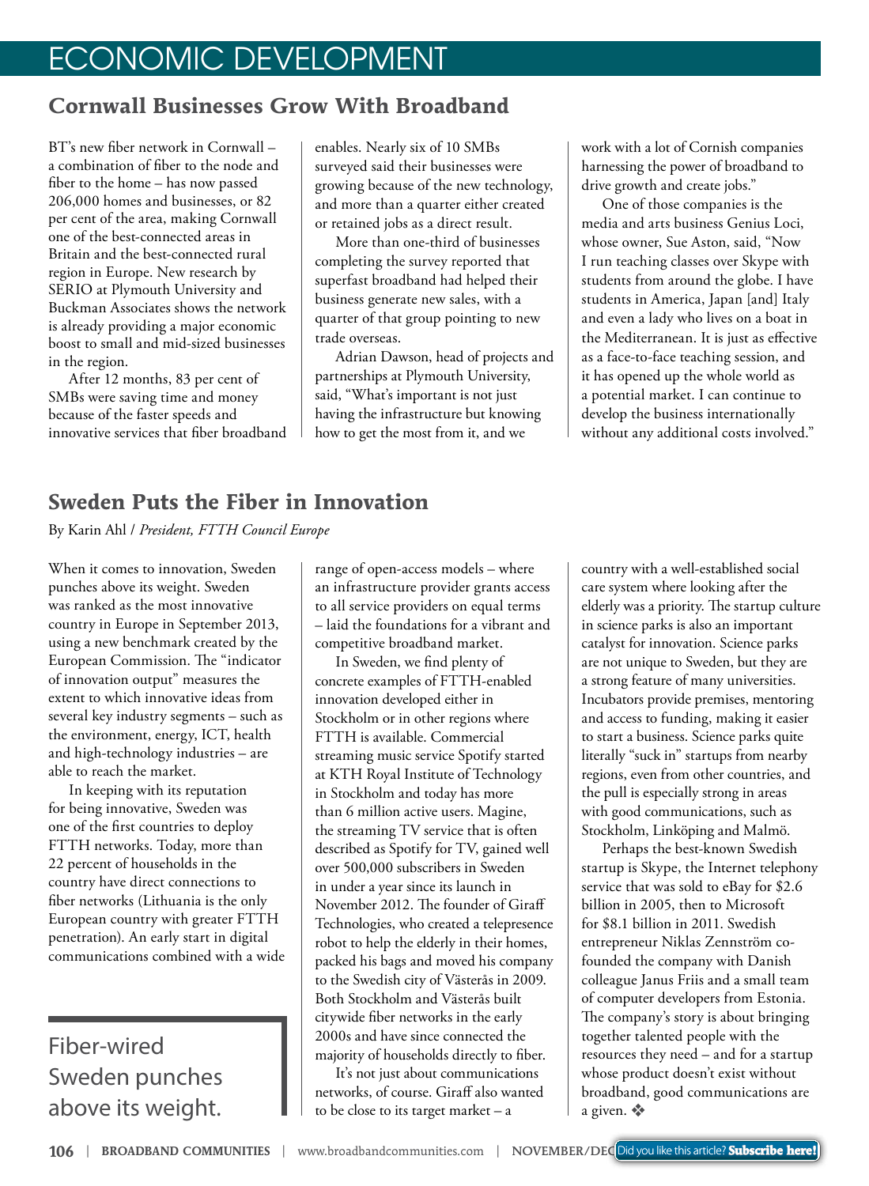# ECONOMIC DEVELOPMENT

## Cornwall Businesses Grow With Broadband

BT's new fiber network in Cornwall – a combination of fiber to the node and fiber to the home – has now passed 206,000 homes and businesses, or 82 per cent of the area, making Cornwall one of the best-connected areas in Britain and the best-connected rural region in Europe. New research by SERIO at Plymouth University and Buckman Associates shows the network is already providing a major economic boost to small and mid-sized businesses in the region.

After 12 months, 83 per cent of SMBs were saving time and money because of the faster speeds and innovative services that fiber broadband enables. Nearly six of 10 SMBs surveyed said their businesses were growing because of the new technology, and more than a quarter either created or retained jobs as a direct result.

More than one-third of businesses completing the survey reported that superfast broadband had helped their business generate new sales, with a quarter of that group pointing to new trade overseas.

Adrian Dawson, head of projects and partnerships at Plymouth University, said, "What's important is not just having the infrastructure but knowing how to get the most from it, and we work with a lot of Cornish companies harnessing the power of broadband to drive growth and create jobs."

One of those companies is the media and arts business Genius Loci, whose owner, Sue Aston, said, "Now I run teaching classes over Skype with students from around the globe. I have students in America, Japan [and] Italy and even a lady who lives on a boat in the Mediterranean. It is just as effective as a face-to-face teaching session, and it has opened up the whole world as a potential market. I can continue to develop the business internationally without any additional costs involved."

## Sweden Puts the Fiber in Innovation

By Karin Ahl / *President, FTTH Council Europe*

When it comes to innovation, Sweden punches above its weight. Sweden was ranked as the most innovative country in Europe in September 2013, using a new benchmark created by the European Commission. The "indicator of innovation output" measures the extent to which innovative ideas from several key industry segments – such as the environment, energy, ICT, health and high-technology industries – are able to reach the market.

In keeping with its reputation for being innovative, Sweden was one of the first countries to deploy FTTH networks. Today, more than 22 percent of households in the country have direct connections to fiber networks (Lithuania is the only European country with greater FTTH penetration). An early start in digital communications combined with a wide range of open-access models – where an infrastructure provider grants access to all service providers on equal terms – laid the foundations for a vibrant and competitive broadband market.

> Fiber-wired Sweden punches above its weight.

In Sweden, we find plenty of concrete examples of FTTH-enabled innovation developed either in Stockholm or in other regions where FTTH is available. Commercial streaming music service Spotify started at KTH Royal Institute of Technology in Stockholm and today has more than 6 million active users. Magine, the streaming TV service that is often described as Spotify for TV, gained well over 500,000 subscribers in Sweden in under a year since its launch in November 2012. The founder of Giraff Technologies, who created a telepresence robot to help the elderly in their homes, packed his bags and moved his company to the Swedish city of Västerås in 2009. Both Stockholm and Västerås built citywide fiber networks in the early 2000s and have since connected the majority of households directly to fiber.

It's not just about communications networks, of course. Giraff also wanted to be close to its target market – a country with a well-established social care system where looking after the elderly was a priority. The startup culture in science parks is also an important catalyst for innovation. Science parks are not unique to Sweden, but they are a strong feature of many universities. Incubators provide premises, mentoring and access to funding, making it easier to start a business. Science parks quite literally "suck in" startups from nearby regions, even from other countries, and the pull is especially strong in areas with good communications, such as Stockholm, Linköping and Malmö.

Perhaps the best-known Swedish startup is Skype, the Internet telephony service that was sold to eBay for $2.6 billion in 2005, then to Microsoft for $8.1 billion in 2011. Swedish entrepreneur Niklas Zennström co-founded the company with Danish colleague Janus Friis and a small team of computer developers from Estonia. The company's story is about bringing together talented people with the resources they need – and for a startup whose product doesn't exist without broadband, good communications are a given. ❖

Did you like this article? **Subscribe here!**